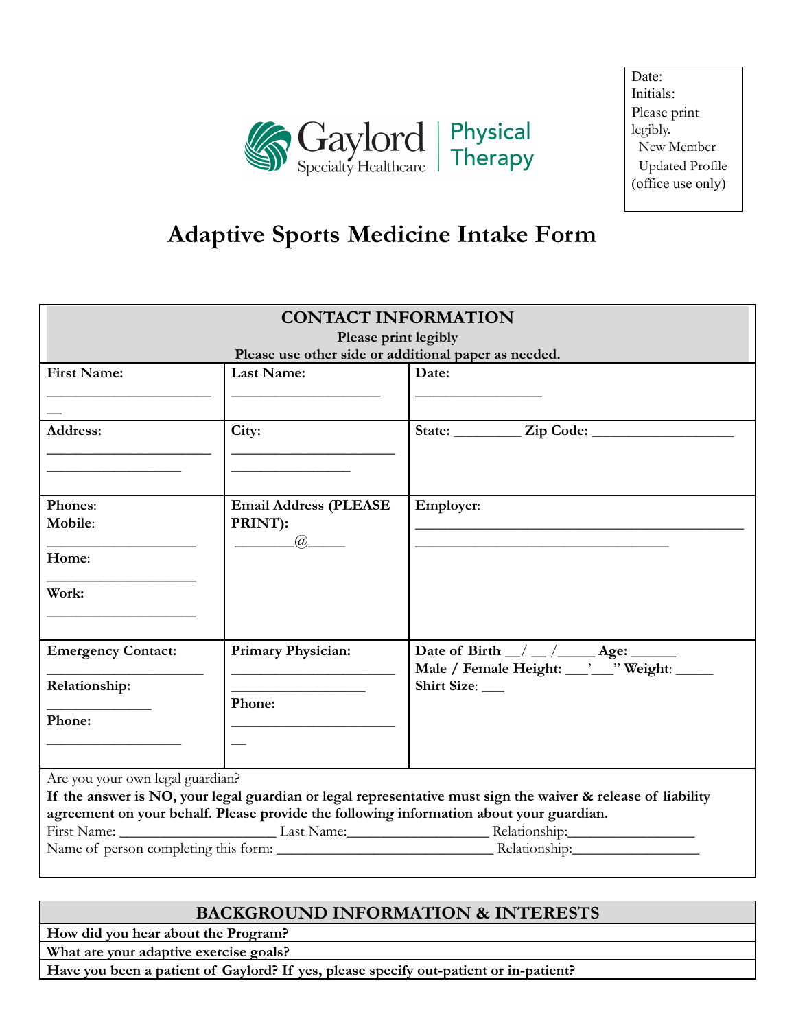Gaylord Specialty Healthcare | Physical Therapy

Date:
Initials:
Please print legibly.
New Member
Updated Profile
(office use only)

# Adaptive Sports Medicine Intake Form

| CONTACT INFORMATION<br>Please print legibly<br>Please use other side or additional paper as needed. | | |
|---|---|---|
| **First Name:** ________________________ | **Last Name:** ______________________ | **Date:** ___________________ |
| **Address:** ________________________ ___________________ | **City:** ________________________ _________________ | **State:** _________ **Zip Code:** ____________________ |
| **Phones:**<br>**Mobile:** ______________________<br>**Home:** ______________________<br>**Work:** ______________________ | **Email Address (PLEASE PRINT):** ________@_____ | **Employer:** ________________________________________________ _____________________________________ |
| **Emergency Contact:** ______________________<br>**Relationship:** ______________<br>**Phone:** ___________________ | **Primary Physician:** ________________________ ____________________<br>**Phone:** ________________________ | **Date of Birth** __/ __ /_____ **Age:** ______<br>**Male / Female Height:** ___'___" **Weight:** _____<br>**Shirt Size:** ___ |

Are you your own legal guardian?
**If the answer is NO, your legal guardian or legal representative must sign the waiver & release of liability agreement on your behalf. Please provide the following information about your guardian.**
First Name: ______________________ Last Name:____________________ Relationship:__________________
Name of person completing this form: ______________________________ Relationship:__________________

| BACKGROUND INFORMATION & INTERESTS |
|---|
| **How did you hear about the Program?** |
| **What are your adaptive exercise goals?** |
| **Have you been a patient of Gaylord? If yes, please specify out-patient or in-patient?** |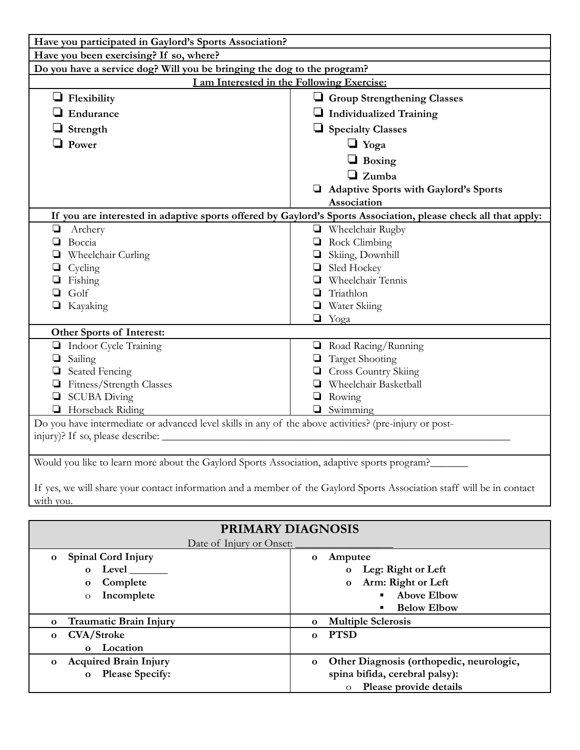| **Have you participated in Gaylord's Sports Association?** | |
|---|---|
| **Have you been exercising? If so, where?** | |
| **Do you have a service dog? Will you be bringing the dog to the program?** | |
| **I am Interested in the Following Exercise:** | |
| ❏ **Flexibility**<br>❏ **Endurance**<br>❏ **Strength**<br>❏ **Power** | ❏ **Group Strengthening Classes**<br>❏ **Individualized Training**<br>❏ **Specialty Classes**<br>&nbsp;&nbsp;&nbsp;&nbsp;❏ **Yoga**<br>&nbsp;&nbsp;&nbsp;&nbsp;❏ **Boxing**<br>&nbsp;&nbsp;&nbsp;&nbsp;❏ **Zumba**<br>❏ **Adaptive Sports with Gaylord's Sports Association** |
| **If you are interested in adaptive sports offered by Gaylord's Sports Association, please check all that apply:** | |
| ❏ Archery<br>❏ Boccia<br>❏ Wheelchair Curling<br>❏ Cycling<br>❏ Fishing<br>❏ Golf<br>❏ Kayaking | ❏ Wheelchair Rugby<br>❏ Rock Climbing<br>❏ Skiing, Downhill<br>❏ Sled Hockey<br>❏ Wheelchair Tennis<br>❏ Triathlon<br>❏ Water Skiing<br>❏ Yoga |
| **Other Sports of Interest:** | |
| ❏ Indoor Cycle Training<br>❏ Sailing<br>❏ Seated Fencing<br>❏ Fitness/Strength Classes<br>❏ SCUBA Diving<br>❏ Horseback Riding | ❏ Road Racing/Running<br>❏ Target Shooting<br>❏ Cross Country Skiing<br>❏ Wheelchair Basketball<br>❏ Rowing<br>❏ Swimming |
| Do you have intermediate or advanced level skills in any of the above activities? (pre-injury or post-injury)? If so, please describe: ___________________________________________ | |
| Would you like to learn more about the Gaylord Sports Association, adaptive sports program?_______<br><br>If yes, we will share your contact information and a member of the Gaylord Sports Association staff will be in contact with you. | |

| **PRIMARY DIAGNOSIS**<br>Date of Injury or Onset: ___________________ | |
|---|---|
| o **Spinal Cord Injury**<br>&nbsp;&nbsp;&nbsp;&nbsp;o **Level _______**<br>&nbsp;&nbsp;&nbsp;&nbsp;o **Complete**<br>&nbsp;&nbsp;&nbsp;&nbsp;o **Incomplete** | o **Amputee**<br>&nbsp;&nbsp;&nbsp;&nbsp;o **Leg: Right or Left**<br>&nbsp;&nbsp;&nbsp;&nbsp;o **Arm: Right or Left**<br>&nbsp;&nbsp;&nbsp;&nbsp;&nbsp;&nbsp;&nbsp;&nbsp;▪ **Above Elbow**<br>&nbsp;&nbsp;&nbsp;&nbsp;&nbsp;&nbsp;&nbsp;&nbsp;▪ **Below Elbow** |
| o **Traumatic Brain Injury** | o **Multiple Sclerosis** |
| o **CVA/Stroke**<br>&nbsp;&nbsp;&nbsp;&nbsp;o **Location** | o **PTSD** |
| o **Acquired Brain Injury**<br>&nbsp;&nbsp;&nbsp;&nbsp;o **Please Specify:** | o **Other Diagnosis (orthopedic, neurologic, spina bifida, cerebral palsy):**<br>&nbsp;&nbsp;&nbsp;&nbsp;o **Please provide details** |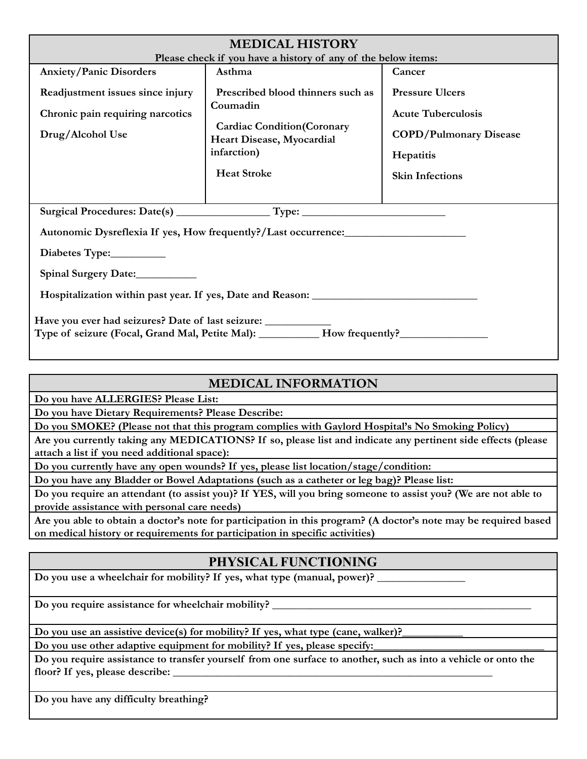## MEDICAL HISTORY

**Please check if you have a history of any of the below items:**

| | | |
|---|---|---|
| **Anxiety/Panic Disorders** | **Asthma** | **Cancer** |
| **Readjustment issues since injury** | **Prescribed blood thinners such as Coumadin** | **Pressure Ulcers** |
| **Chronic pain requiring narcotics** | **Cardiac Condition(Coronary Heart Disease, Myocardial infarction)** | **Acute Tuberculosis** |
| **Drug/Alcohol Use** | **Heat Stroke** | **COPD/Pulmonary Disease** |
| | | **Hepatitis** |
| | | **Skin Infections** |

**Surgical Procedures: Date(s)** _________________ **Type:** ___________________________

**Autonomic Dysreflexia If yes, How frequently?/Last occurrence:**______________________

**Diabetes Type:**__________

**Spinal Surgery Date:**___________

**Hospitalization within past year. If yes, Date and Reason:** _______________________________

**Have you ever had seizures? Date of last seizure:** ____________

**Type of seizure (Focal, Grand Mal, Petite Mal):** ___________ **How frequently?**________________

## MEDICAL INFORMATION

**Do you have ALLERGIES? Please List:**

**Do you have Dietary Requirements? Please Describe:**

**Do you SMOKE? (Please not that this program complies with Gaylord Hospital's No Smoking Policy)**

**Are you currently taking any MEDICATIONS? If so, please list and indicate any pertinent side effects (please attach a list if you need additional space):**

**Do you currently have any open wounds? If yes, please list location/stage/condition:**

**Do you have any Bladder or Bowel Adaptations (such as a catheter or leg bag)? Please list:**

**Do you require an attendant (to assist you)? If YES, will you bring someone to assist you? (We are not able to provide assistance with personal care needs)**

**Are you able to obtain a doctor's note for participation in this program? (A doctor's note may be required based on medical history or requirements for participation in specific activities)**

## PHYSICAL FUNCTIONING

**Do you use a wheelchair for mobility? If yes, what type (manual, power)?** ________________

**Do you require assistance for wheelchair mobility?** ___________________________________________________

**Do you use an assistive device(s) for mobility? If yes, what type (cane, walker)?**___________

**Do you use other adaptive equipment for mobility? If yes, please specify:**_________________________________

**Do you require assistance to transfer yourself from one surface to another, such as into a vehicle or onto the floor? If yes, please describe:** ______________________________________________________________

**Do you have any difficulty breathing?**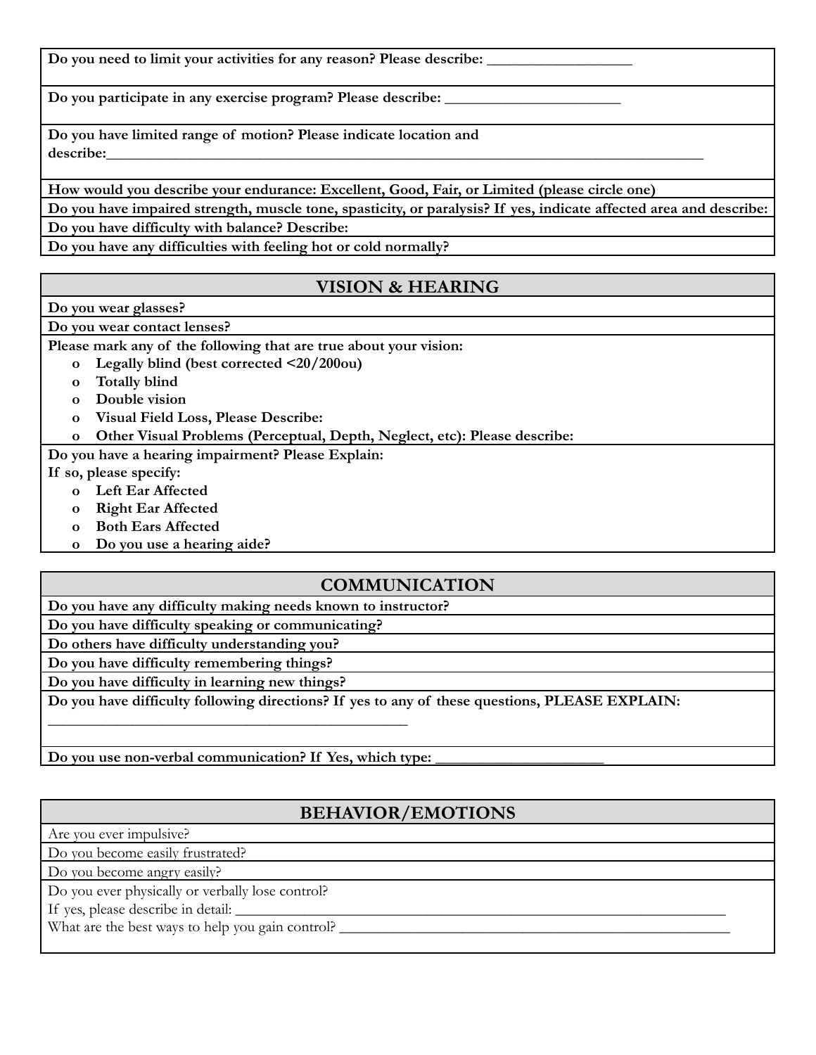**Do you need to limit your activities for any reason? Please describe: ___________________**

**Do you participate in any exercise program? Please describe: _______________________**

**Do you have limited range of motion? Please indicate location and describe:___________________________________________________________________________**

**How would you describe your endurance: Excellent, Good, Fair, or Limited (please circle one)**

**Do you have impaired strength, muscle tone, spasticity, or paralysis? If yes, indicate affected area and describe:**

**Do you have difficulty with balance? Describe:**

**Do you have any difficulties with feeling hot or cold normally?**

## VISION & HEARING

**Do you wear glasses?**

**Do you wear contact lenses?**

**Please mark any of the following that are true about your vision:**

- o **Legally blind (best corrected <20/200ou)**
- o **Totally blind**
- o **Double vision**
- o **Visual Field Loss, Please Describe:**
- o **Other Visual Problems (Perceptual, Depth, Neglect, etc): Please describe:**

**Do you have a hearing impairment? Please Explain:**

**If so, please specify:**

- o **Left Ear Affected**
- o **Right Ear Affected**
- o **Both Ears Affected**
- o **Do you use a hearing aide?**

## COMMUNICATION

**Do you have any difficulty making needs known to instructor?**

**Do you have difficulty speaking or communicating?**

**Do others have difficulty understanding you?**

**Do you have difficulty remembering things?**

**Do you have difficulty in learning new things?**

**Do you have difficulty following directions? If yes to any of these questions, PLEASE EXPLAIN:**

**_______________________________________________**

**Do you use non-verbal communication? If Yes, which type: ______________________**

## BEHAVIOR/EMOTIONS

Are you ever impulsive?

Do you become easily frustrated?

Do you become angry easily?

Do you ever physically or verbally lose control?

If yes, please describe in detail: ________________________________________________________________

What are the best ways to help you gain control? ___________________________________________________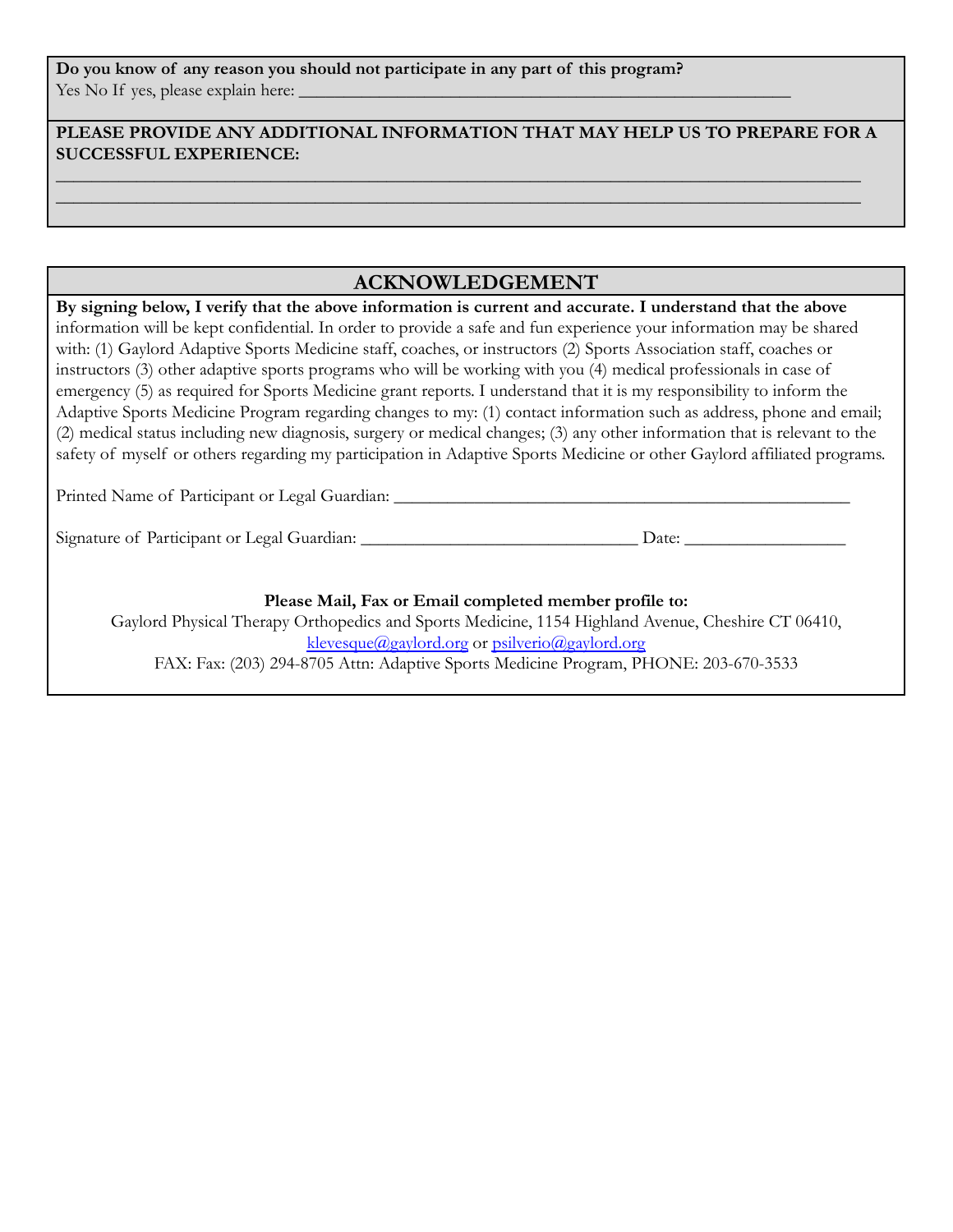**Do you know of any reason you should not participate in any part of this program?**
Yes No If yes, please explain here: ___________________________________________________________

**PLEASE PROVIDE ANY ADDITIONAL INFORMATION THAT MAY HELP US TO PREPARE FOR A SUCCESSFUL EXPERIENCE:**
_____________________________________________________________________________________________
_____________________________________________________________________________________________

## ACKNOWLEDGEMENT

**By signing below, I verify that the above information is current and accurate. I understand that the above** information will be kept confidential. In order to provide a safe and fun experience your information may be shared with: (1) Gaylord Adaptive Sports Medicine staff, coaches, or instructors (2) Sports Association staff, coaches or instructors (3) other adaptive sports programs who will be working with you (4) medical professionals in case of emergency (5) as required for Sports Medicine grant reports. I understand that it is my responsibility to inform the Adaptive Sports Medicine Program regarding changes to my: (1) contact information such as address, phone and email; (2) medical status including new diagnosis, surgery or medical changes; (3) any other information that is relevant to the safety of myself or others regarding my participation in Adaptive Sports Medicine or other Gaylord affiliated programs.

Printed Name of Participant or Legal Guardian: ____________________________________________________

Signature of Participant or Legal Guardian: ______________________________ Date: __________________

**Please Mail, Fax or Email completed member profile to:**
Gaylord Physical Therapy Orthopedics and Sports Medicine, 1154 Highland Avenue, Cheshire CT 06410, klevesque@gaylord.org or psilverio@gaylord.org
FAX: Fax: (203) 294-8705 Attn: Adaptive Sports Medicine Program, PHONE: 203-670-3533